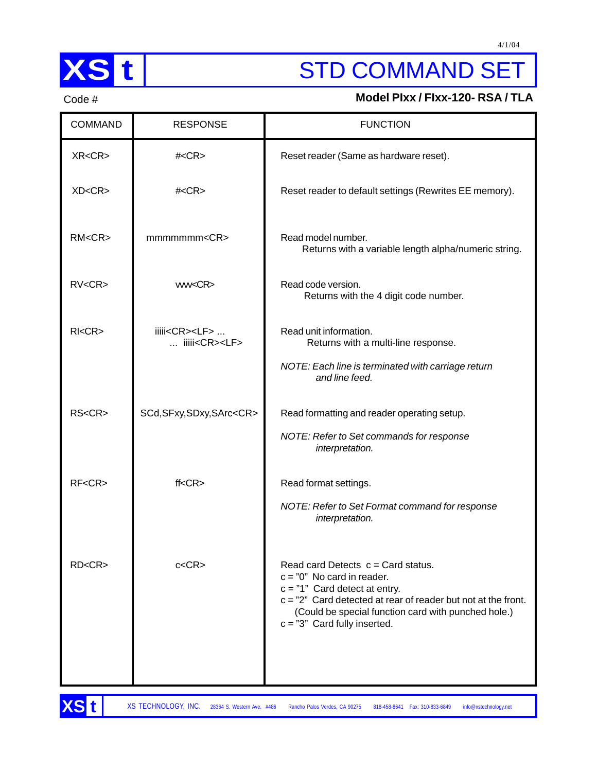# STD COMMAND SET

Code #

**Model PIxx / FIxx-120- RSA / TLA**

| COMMAND | RESPONSE | FUNCTION |
|---|---|---|
| XR<CR> | #<CR> | Reset reader (Same as hardware reset). |
| XD<CR> | #<CR> | Reset reader to default settings (Rewrites EE memory). |
| RM<CR> | mmmmmmm<CR> | Read model number.<br>Returns with a variable length alpha/numeric string. |
| RV<CR> | vvvv<CR> | Read code version.<br>Returns with the 4 digit code number. |
| RI<CR> | iiiii<CR><LF> ...<br>... iiiii<CR><LF> | Read unit information.<br>Returns with a multi-line response.<br>*NOTE: Each line is terminated with carriage return and line feed.* |
| RS<CR> | SCd,SFxy,SDxy,SArc<CR> | Read formatting and reader operating setup.<br>*NOTE: Refer to Set commands for response interpretation.* |
| RF<CR> | ff<CR> | Read format settings.<br>*NOTE: Refer to Set Format command for response interpretation.* |
| RD<CR> | c<CR> | Read card Detects c = Card status.<br>c = "0" No card in reader.<br>c = "1" Card detect at entry.<br>c = "2" Card detected at rear of reader but not at the front. (Could be special function card with punched hole.)<br>c = "3" Card fully inserted. |

XS TECHNOLOGY, INC. 28364 S. Western Ave. #486 Rancho Palos Verdes, CA 90275 818-458-8641 Fax: 310-833-6849 info@xstechnology.net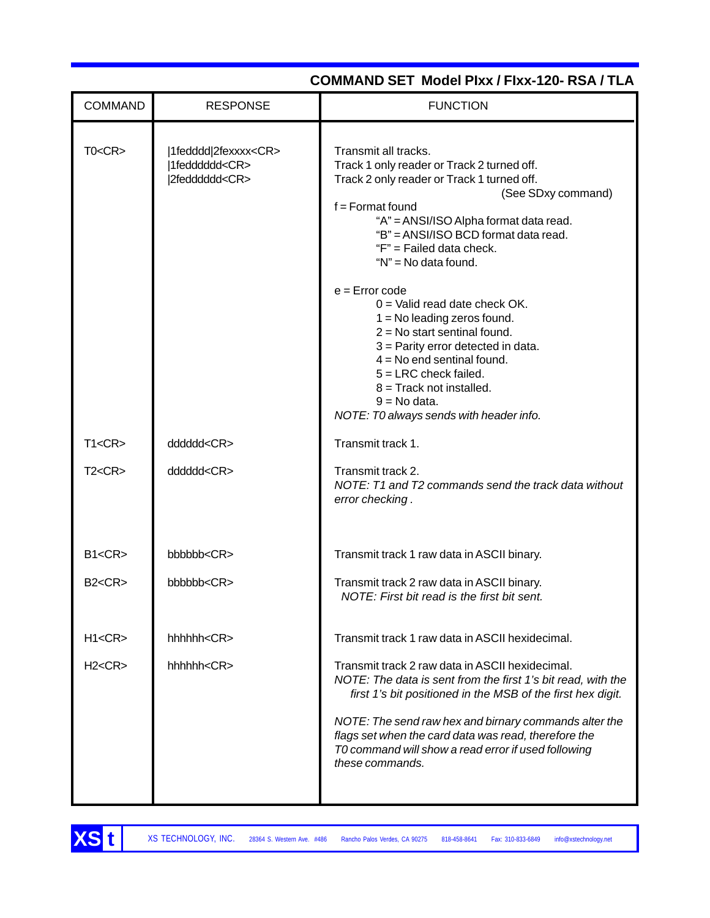## COMMAND SET Model PIxx / FIxx-120- RSA / TLA

| COMMAND | RESPONSE | FUNCTION |
|---|---|---|
| T0<CR> | \|1fedddd\|2fexxxx<CR><br>\|1fedddddd<CR><br>\|2fedddddd<CR> | Transmit all tracks.<br>Track 1 only reader or Track 2 turned off.<br>Track 2 only reader or Track 1 turned off.<br>(See SDxy command)<br>f = Format found<br>"A" = ANSI/ISO Alpha format data read.<br>"B" = ANSI/ISO BCD format data read.<br>"F" = Failed data check.<br>"N" = No data found.<br><br>e = Error code<br>0 = Valid read date check OK.<br>1 = No leading zeros found.<br>2 = No start sentinal found.<br>3 = Parity error detected in data.<br>4 = No end sentinal found.<br>5 = LRC check failed.<br>8 = Track not installed.<br>9 = No data.<br>*NOTE: T0 always sends with header info.* |
| T1<CR> | dddddd<CR> | Transmit track 1. |
| T2<CR> | dddddd<CR> | Transmit track 2.<br>*NOTE: T1 and T2 commands send the track data without error checking .* |
| B1<CR> | bbbbbb<CR> | Transmit track 1 raw data in ASCII binary. |
| B2<CR> | bbbbbb<CR> | Transmit track 2 raw data in ASCII binary.<br>*NOTE: First bit read is the first bit sent.* |
| H1<CR> | hhhhhh<CR> | Transmit track 1 raw data in ASCII hexidecimal. |
| H2<CR> | hhhhhh<CR> | Transmit track 2 raw data in ASCII hexidecimal.<br>*NOTE: The data is sent from the first 1's bit read, with the first 1's bit positioned in the MSB of the first hex digit.*<br><br>*NOTE: The send raw hex and birnary commands alter the flags set when the card data was read, therefore the T0 command will show a read error if used following these commands.* |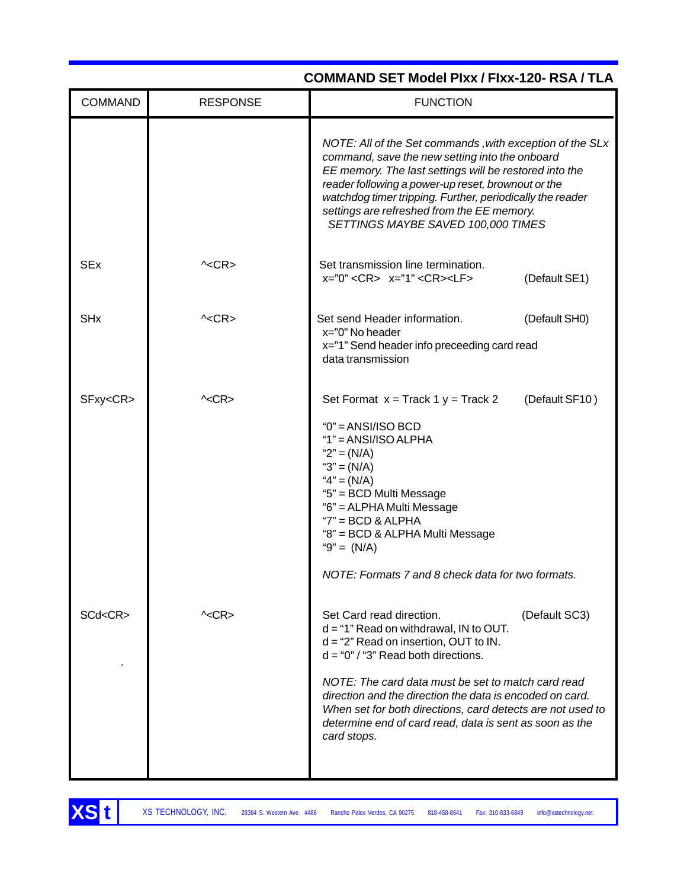## COMMAND SET Model PIxx / FIxx-120- RSA / TLA

| COMMAND | RESPONSE | FUNCTION |
|---|---|---|
| | | *NOTE: All of the Set commands ,with exception of the SLx command, save the new setting into the onboard EE memory. The last settings will be restored into the reader following a power-up reset, brownout or the watchdog timer tripping. Further, periodically the reader settings are refreshed from the EE memory.*<br>*SETTINGS MAYBE SAVED 100,000 TIMES* |
| SEx | ^<CR> | Set transmission line termination.<br>x="0" <CR> x="1" <CR><LF> (Default SE1) |
| SHx | ^<CR> | Set send Header information. (Default SH0)<br>x="0" No header<br>x="1" Send header info preceeding card read data transmission |
| SFxy<CR> | ^<CR> | Set Format x = Track 1 y = Track 2 (Default SF10 )<br><br>"0" = ANSI/ISO BCD<br>"1" = ANSI/ISO ALPHA<br>"2" = (N/A)<br>"3" = (N/A)<br>"4" = (N/A)<br>"5" = BCD Multi Message<br>"6" = ALPHA Multi Message<br>"7" = BCD & ALPHA<br>"8" = BCD & ALPHA Multi Message<br>"9" = (N/A)<br><br>*NOTE: Formats 7 and 8 check data for two formats.* |
| SCd<CR> | ^<CR> | Set Card read direction. (Default SC3)<br>d = "1" Read on withdrawal, IN to OUT.<br>d = "2" Read on insertion, OUT to IN.<br>d = "0" / "3" Read both directions.<br><br>*NOTE: The card data must be set to match card read direction and the direction the data is encoded on card. When set for both directions, card detects are not used to determine end of card read, data is sent as soon as the card stops.* |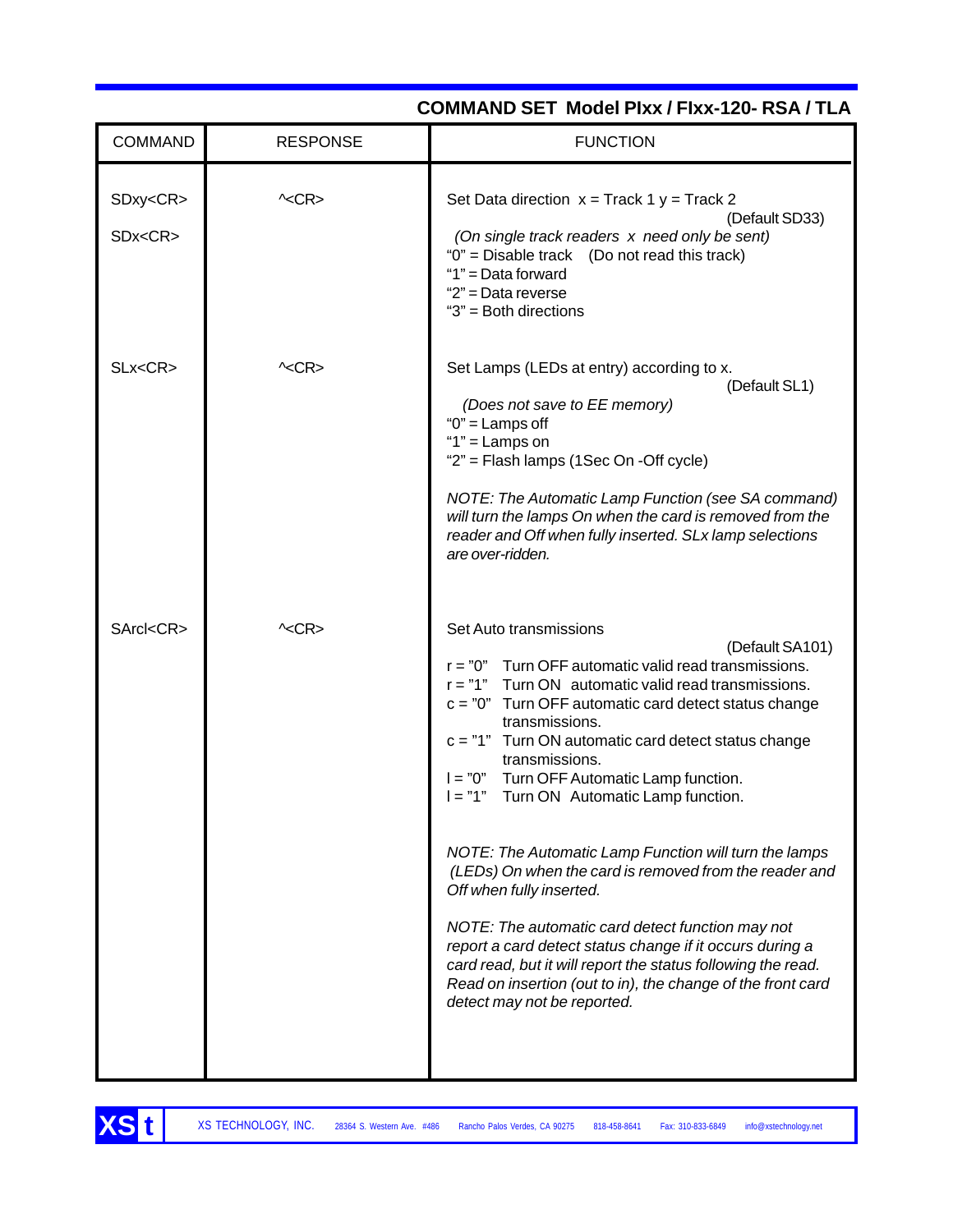## COMMAND SET Model PIxx / FIxx-120- RSA / TLA

| COMMAND | RESPONSE | FUNCTION |
|---|---|---|
| SDxy<CR><br>SDx<CR> | ^<CR> | Set Data direction x = Track 1 y = Track 2<br>(Default SD33)<br>*(On single track readers x need only be sent)*<br>"0" = Disable track (Do not read this track)<br>"1" = Data forward<br>"2" = Data reverse<br>"3" = Both directions |
| SLx<CR> | ^<CR> | Set Lamps (LEDs at entry) according to x.<br>(Default SL1)<br>*(Does not save to EE memory)*<br>"0" = Lamps off<br>"1" = Lamps on<br>"2" = Flash lamps (1Sec On -Off cycle)<br><br>*NOTE: The Automatic Lamp Function (see SA command) will turn the lamps On when the card is removed from the reader and Off when fully inserted. SLx lamp selections are over-ridden.* |
| SArcl<CR> | ^<CR> | Set Auto transmissions<br>(Default SA101)<br>r = "0" Turn OFF automatic valid read transmissions.<br>r = "1" Turn ON automatic valid read transmissions.<br>c = "0" Turn OFF automatic card detect status change transmissions.<br>c = "1" Turn ON automatic card detect status change transmissions.<br>l = "0" Turn OFF Automatic Lamp function.<br>l = "1" Turn ON Automatic Lamp function.<br><br>*NOTE: The Automatic Lamp Function will turn the lamps (LEDs) On when the card is removed from the reader and Off when fully inserted.*<br><br>*NOTE: The automatic card detect function may not report a card detect status change if it occurs during a card read, but it will report the status following the read. Read on insertion (out to in), the change of the front card detect may not be reported.* |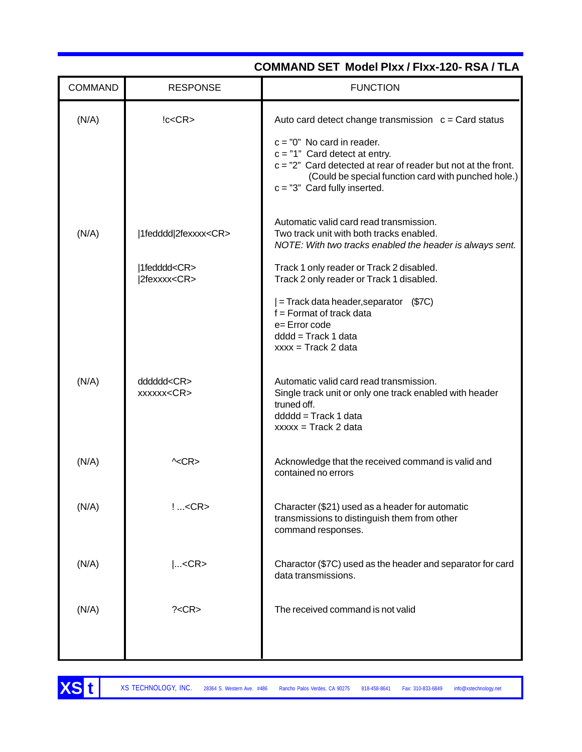## COMMAND SET Model PIxx / FIxx-120- RSA / TLA

| COMMAND | RESPONSE | FUNCTION |
|---|---|---|
| (N/A) | !c<CR> | Auto card detect change transmission c = Card status<br><br>c = "0" No card in reader.<br>c = "1" Card detect at entry.<br>c = "2" Card detected at rear of reader but not at the front. (Could be special function card with punched hole.)<br>c = "3" Card fully inserted. |
| (N/A) | \|1fedddd\|2fexxxx<CR><br><br>\|1fedddd<CR><br>\|2fexxxx<CR> | Automatic valid card read transmission.<br>Two track unit with both tracks enabled.<br>*NOTE: With two tracks enabled the header is always sent.*<br><br>Track 1 only reader or Track 2 disabled.<br>Track 2 only reader or Track 1 disabled.<br><br>\| = Track data header,separator ($7C)<br>f = Format of track data<br>e= Error code<br>dddd = Track 1 data<br>xxxx = Track 2 data |
| (N/A) | dddddd<CR><br>xxxxxx<CR> | Automatic valid card read transmission.<br>Single track unit or only one track enabled with header truned off.<br>ddddd = Track 1 data<br>xxxxx = Track 2 data |
| (N/A) | ^<CR> | Acknowledge that the received command is valid and contained no errors |
| (N/A) | ! ...<CR> | Character ($21) used as a header for automatic transmissions to distinguish them from other command responses. |
| (N/A) | \|...<CR> | Charactor ($7C) used as the header and separator for card data transmissions. |
| (N/A) | ?<CR> | The received command is not valid |

XS TECHNOLOGY, INC. 28364 S. Western Ave. #486 Rancho Palos Verdes, CA 90275 818-458-8641 Fax: 310-833-6849 info@xstechnology.net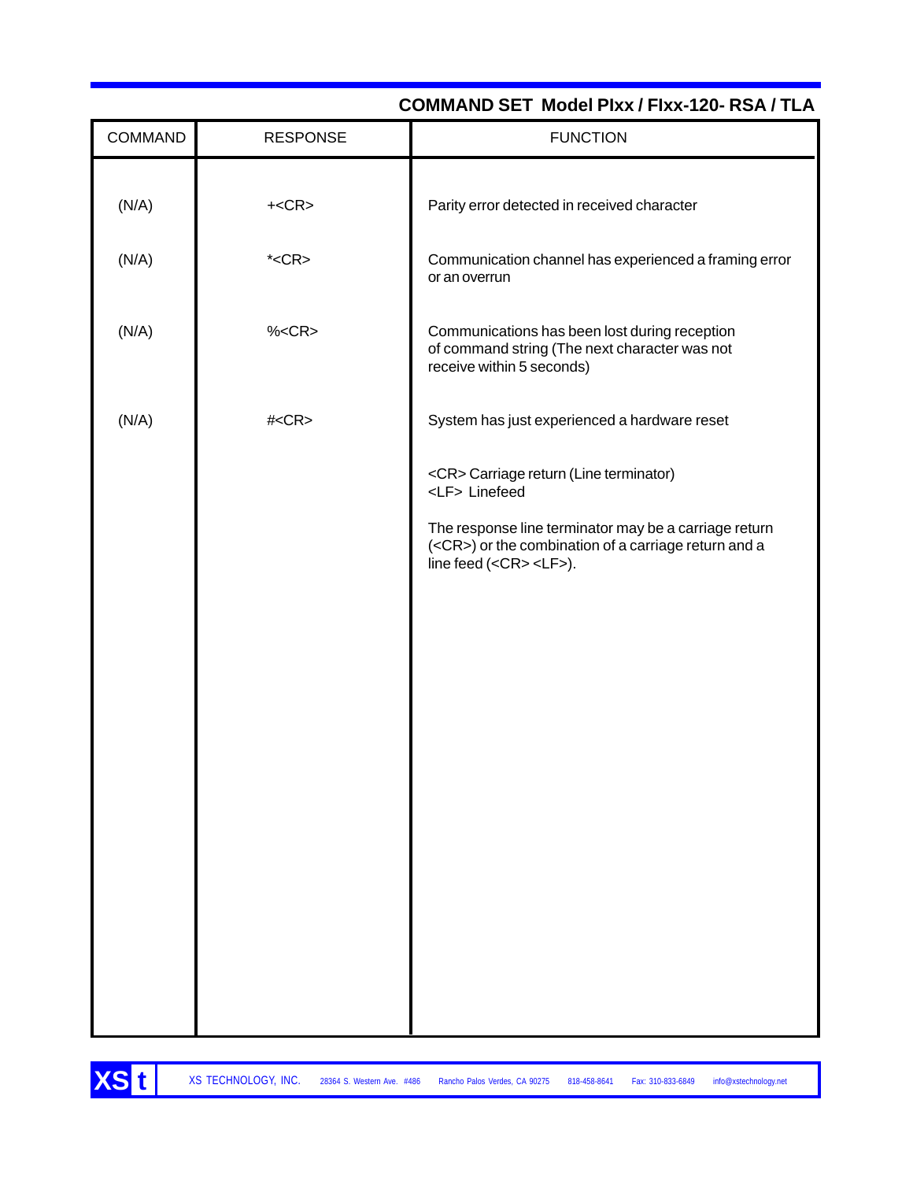## COMMAND SET Model PIxx / FIxx-120- RSA / TLA

| COMMAND | RESPONSE | FUNCTION |
|---|---|---|
| (N/A) | +<CR> | Parity error detected in received character |
| (N/A) | *<CR> | Communication channel has experienced a framing error or an overrun |
| (N/A) | %<CR> | Communications has been lost during reception of command string (The next character was not receive within 5 seconds) |
| (N/A) | #<CR> | System has just experienced a hardware reset |
| | | <CR> Carriage return (Line terminator)<br><LF> Linefeed |
| | | The response line terminator may be a carriage return (<CR>) or the combination of a carriage return and a line feed (<CR> <LF>). |